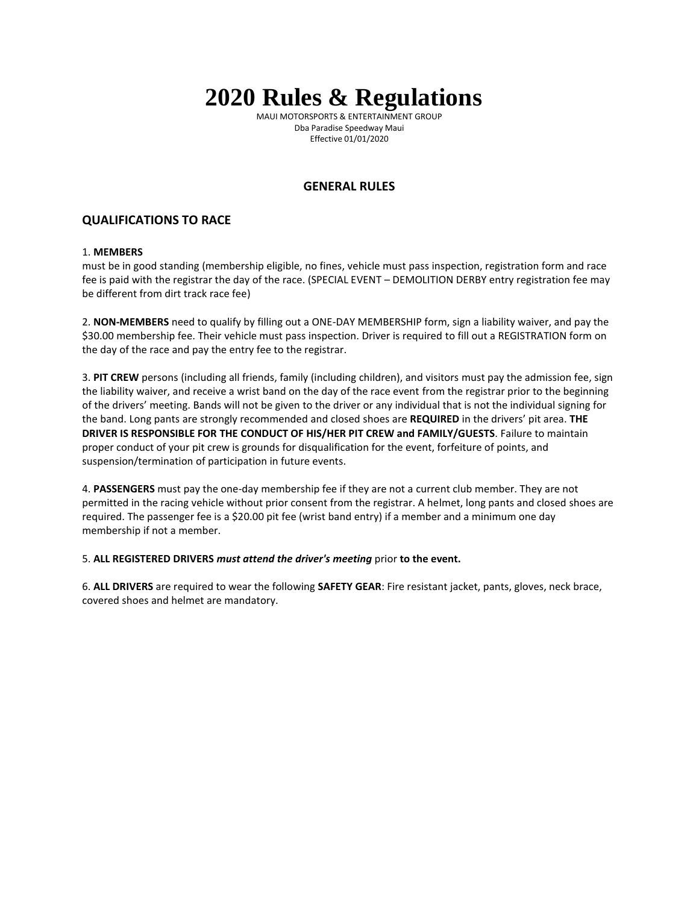# 2020 Rules & Regulations

MAUI MOTORSPORTS & ENTERTAINMENT GROUP
Dba Paradise Speedway Maui
Effective 01/01/2020

## GENERAL RULES

## QUALIFICATIONS TO RACE

1. **MEMBERS**
must be in good standing (membership eligible, no fines, vehicle must pass inspection, registration form and race fee is paid with the registrar the day of the race. (SPECIAL EVENT – DEMOLITION DERBY entry registration fee may be different from dirt track race fee)

2. **NON-MEMBERS** need to qualify by filling out a ONE-DAY MEMBERSHIP form, sign a liability waiver, and pay the $30.00 membership fee. Their vehicle must pass inspection. Driver is required to fill out a REGISTRATION form on the day of the race and pay the entry fee to the registrar.

3. **PIT CREW** persons (including all friends, family (including children), and visitors must pay the admission fee, sign the liability waiver, and receive a wrist band on the day of the race event from the registrar prior to the beginning of the drivers' meeting. Bands will not be given to the driver or any individual that is not the individual signing for the band. Long pants are strongly recommended and closed shoes are **REQUIRED** in the drivers' pit area. **THE DRIVER IS RESPONSIBLE FOR THE CONDUCT OF HIS/HER PIT CREW and FAMILY/GUESTS**. Failure to maintain proper conduct of your pit crew is grounds for disqualification for the event, forfeiture of points, and suspension/termination of participation in future events.

4. **PASSENGERS** must pay the one-day membership fee if they are not a current club member. They are not permitted in the racing vehicle without prior consent from the registrar. A helmet, long pants and closed shoes are required. The passenger fee is a $20.00 pit fee (wrist band entry) if a member and a minimum one day membership if not a member.

5. **ALL REGISTERED DRIVERS** ***must attend the driver's meeting*** prior **to the event.**

6. **ALL DRIVERS** are required to wear the following **SAFETY GEAR**: Fire resistant jacket, pants, gloves, neck brace, covered shoes and helmet are mandatory.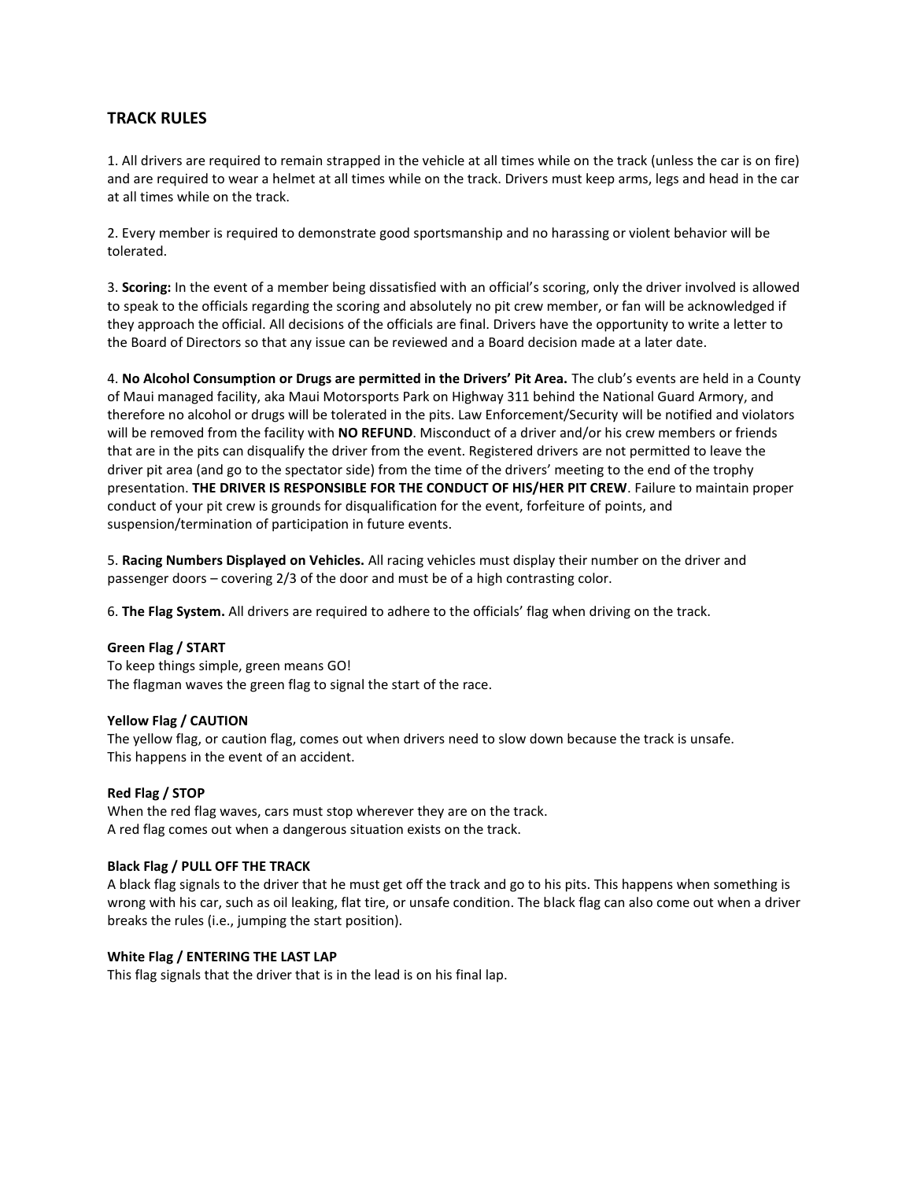## TRACK RULES

1. All drivers are required to remain strapped in the vehicle at all times while on the track (unless the car is on fire) and are required to wear a helmet at all times while on the track. Drivers must keep arms, legs and head in the car at all times while on the track.

2. Every member is required to demonstrate good sportsmanship and no harassing or violent behavior will be tolerated.

3. **Scoring:** In the event of a member being dissatisfied with an official's scoring, only the driver involved is allowed to speak to the officials regarding the scoring and absolutely no pit crew member, or fan will be acknowledged if they approach the official. All decisions of the officials are final. Drivers have the opportunity to write a letter to the Board of Directors so that any issue can be reviewed and a Board decision made at a later date.

4. **No Alcohol Consumption or Drugs are permitted in the Drivers' Pit Area.** The club's events are held in a County of Maui managed facility, aka Maui Motorsports Park on Highway 311 behind the National Guard Armory, and therefore no alcohol or drugs will be tolerated in the pits. Law Enforcement/Security will be notified and violators will be removed from the facility with **NO REFUND**. Misconduct of a driver and/or his crew members or friends that are in the pits can disqualify the driver from the event. Registered drivers are not permitted to leave the driver pit area (and go to the spectator side) from the time of the drivers' meeting to the end of the trophy presentation. **THE DRIVER IS RESPONSIBLE FOR THE CONDUCT OF HIS/HER PIT CREW**. Failure to maintain proper conduct of your pit crew is grounds for disqualification for the event, forfeiture of points, and suspension/termination of participation in future events.

5. **Racing Numbers Displayed on Vehicles.** All racing vehicles must display their number on the driver and passenger doors – covering 2/3 of the door and must be of a high contrasting color.

6. **The Flag System.** All drivers are required to adhere to the officials' flag when driving on the track.

**Green Flag / START**
To keep things simple, green means GO!
The flagman waves the green flag to signal the start of the race.

**Yellow Flag / CAUTION**
The yellow flag, or caution flag, comes out when drivers need to slow down because the track is unsafe.
This happens in the event of an accident.

**Red Flag / STOP**
When the red flag waves, cars must stop wherever they are on the track.
A red flag comes out when a dangerous situation exists on the track.

**Black Flag / PULL OFF THE TRACK**
A black flag signals to the driver that he must get off the track and go to his pits. This happens when something is wrong with his car, such as oil leaking, flat tire, or unsafe condition. The black flag can also come out when a driver breaks the rules (i.e., jumping the start position).

**White Flag / ENTERING THE LAST LAP**
This flag signals that the driver that is in the lead is on his final lap.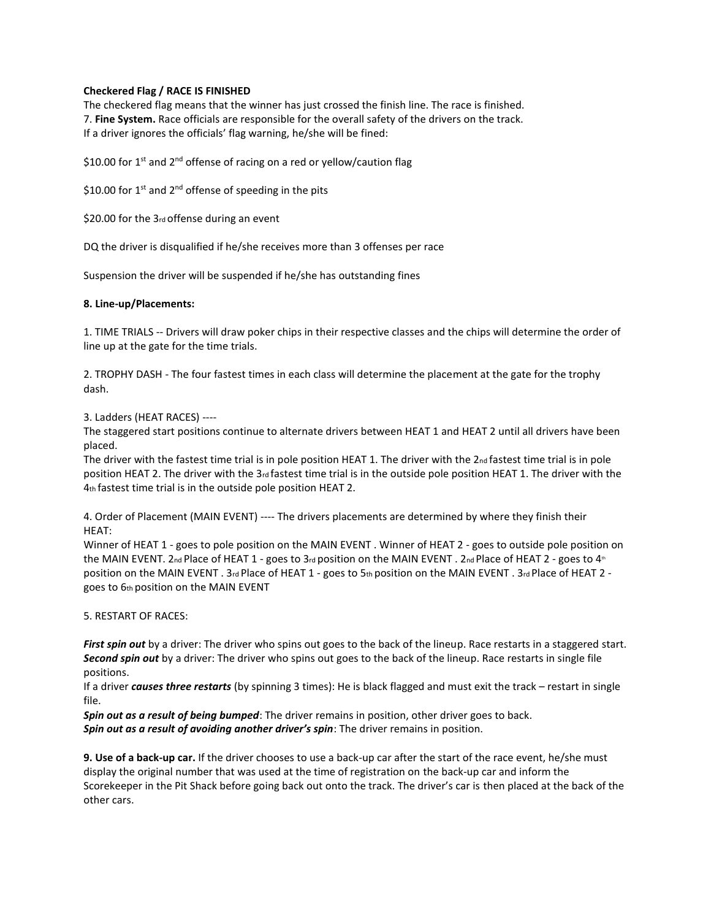**Checkered Flag / RACE IS FINISHED**

The checkered flag means that the winner has just crossed the finish line. The race is finished.

7. **Fine System.** Race officials are responsible for the overall safety of the drivers on the track. If a driver ignores the officials' flag warning, he/she will be fined:

\$10.00 for 1st and 2nd offense of racing on a red or yellow/caution flag

\$10.00 for 1st and 2nd offense of speeding in the pits

\$20.00 for the 3rd offense during an event

DQ the driver is disqualified if he/she receives more than 3 offenses per race

Suspension the driver will be suspended if he/she has outstanding fines

**8. Line-up/Placements:**

1. TIME TRIALS -- Drivers will draw poker chips in their respective classes and the chips will determine the order of line up at the gate for the time trials.

2. TROPHY DASH - The four fastest times in each class will determine the placement at the gate for the trophy dash.

3. Ladders (HEAT RACES) ----
The staggered start positions continue to alternate drivers between HEAT 1 and HEAT 2 until all drivers have been placed.
The driver with the fastest time trial is in pole position HEAT 1. The driver with the 2nd fastest time trial is in pole position HEAT 2. The driver with the 3rd fastest time trial is in the outside pole position HEAT 1. The driver with the 4th fastest time trial is in the outside pole position HEAT 2.

4. Order of Placement (MAIN EVENT) ---- The drivers placements are determined by where they finish their HEAT:
Winner of HEAT 1 - goes to pole position on the MAIN EVENT . Winner of HEAT 2 - goes to outside pole position on the MAIN EVENT. 2nd Place of HEAT 1 - goes to 3rd position on the MAIN EVENT . 2nd Place of HEAT 2 - goes to 4th position on the MAIN EVENT . 3rd Place of HEAT 1 - goes to 5th position on the MAIN EVENT . 3rd Place of HEAT 2 - goes to 6th position on the MAIN EVENT

5. RESTART OF RACES:

***First spin out*** by a driver: The driver who spins out goes to the back of the lineup. Race restarts in a staggered start.
***Second spin out*** by a driver: The driver who spins out goes to the back of the lineup. Race restarts in single file positions.
If a driver ***causes three restarts*** (by spinning 3 times): He is black flagged and must exit the track – restart in single file.
***Spin out as a result of being bumped***: The driver remains in position, other driver goes to back.
***Spin out as a result of avoiding another driver's spin***: The driver remains in position.

**9. Use of a back-up car.** If the driver chooses to use a back-up car after the start of the race event, he/she must display the original number that was used at the time of registration on the back-up car and inform the Scorekeeper in the Pit Shack before going back out onto the track. The driver's car is then placed at the back of the other cars.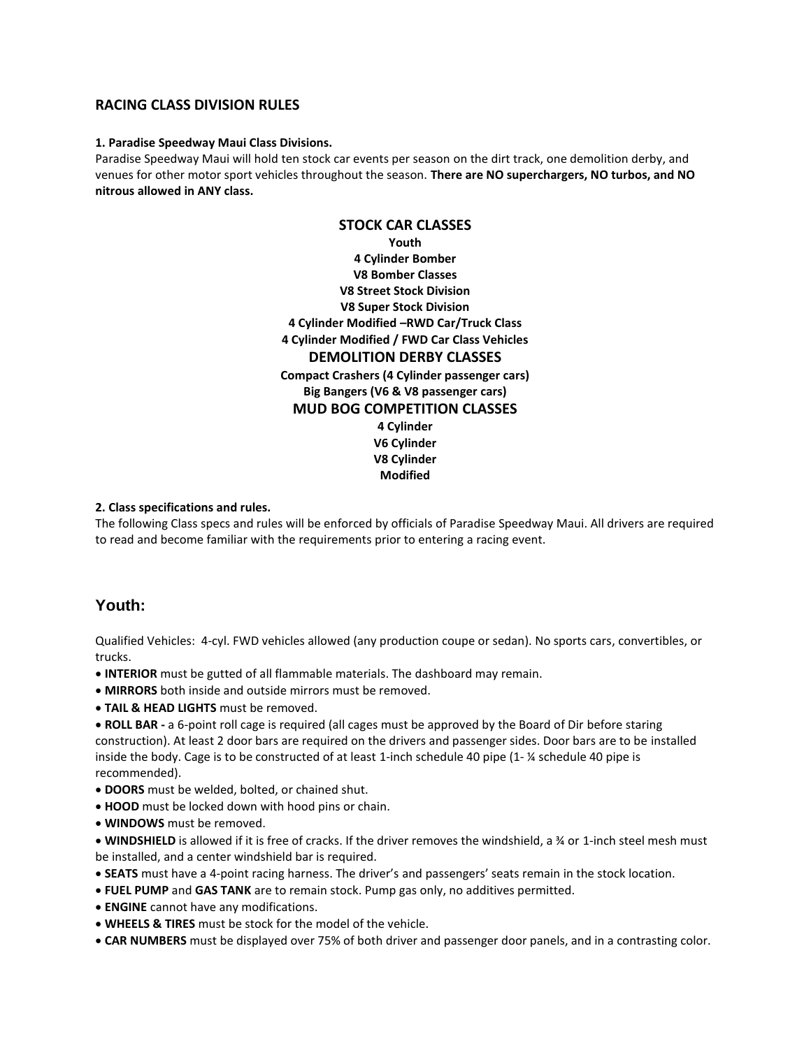## RACING CLASS DIVISION RULES

**1. Paradise Speedway Maui Class Divisions.**

Paradise Speedway Maui will hold ten stock car events per season on the dirt track, one demolition derby, and venues for other motor sport vehicles throughout the season. **There are NO superchargers, NO turbos, and NO nitrous allowed in ANY class.**

**STOCK CAR CLASSES**

**Youth**
**4 Cylinder Bomber**
**V8 Bomber Classes**
**V8 Street Stock Division**
**V8 Super Stock Division**
**4 Cylinder Modified –RWD Car/Truck Class**
**4 Cylinder Modified / FWD Car Class Vehicles**

**DEMOLITION DERBY CLASSES**

**Compact Crashers (4 Cylinder passenger cars)**
**Big Bangers (V6 & V8 passenger cars)**

**MUD BOG COMPETITION CLASSES**

**4 Cylinder**
**V6 Cylinder**
**V8 Cylinder**
**Modified**

**2. Class specifications and rules.**

The following Class specs and rules will be enforced by officials of Paradise Speedway Maui. All drivers are required to read and become familiar with the requirements prior to entering a racing event.

### Youth:

Qualified Vehicles: 4-cyl. FWD vehicles allowed (any production coupe or sedan). No sports cars, convertibles, or trucks.

- **INTERIOR** must be gutted of all flammable materials. The dashboard may remain.
- **MIRRORS** both inside and outside mirrors must be removed.
- **TAIL & HEAD LIGHTS** must be removed.
- **ROLL BAR -** a 6-point roll cage is required (all cages must be approved by the Board of Dir before staring construction). At least 2 door bars are required on the drivers and passenger sides. Door bars are to be installed inside the body. Cage is to be constructed of at least 1-inch schedule 40 pipe (1- ¼ schedule 40 pipe is recommended).
- **DOORS** must be welded, bolted, or chained shut.
- **HOOD** must be locked down with hood pins or chain.
- **WINDOWS** must be removed.
- **WINDSHIELD** is allowed if it is free of cracks. If the driver removes the windshield, a ¾ or 1-inch steel mesh must be installed, and a center windshield bar is required.
- **SEATS** must have a 4-point racing harness. The driver's and passengers' seats remain in the stock location.
- **FUEL PUMP** and **GAS TANK** are to remain stock. Pump gas only, no additives permitted.
- **ENGINE** cannot have any modifications.
- **WHEELS & TIRES** must be stock for the model of the vehicle.
- **CAR NUMBERS** must be displayed over 75% of both driver and passenger door panels, and in a contrasting color.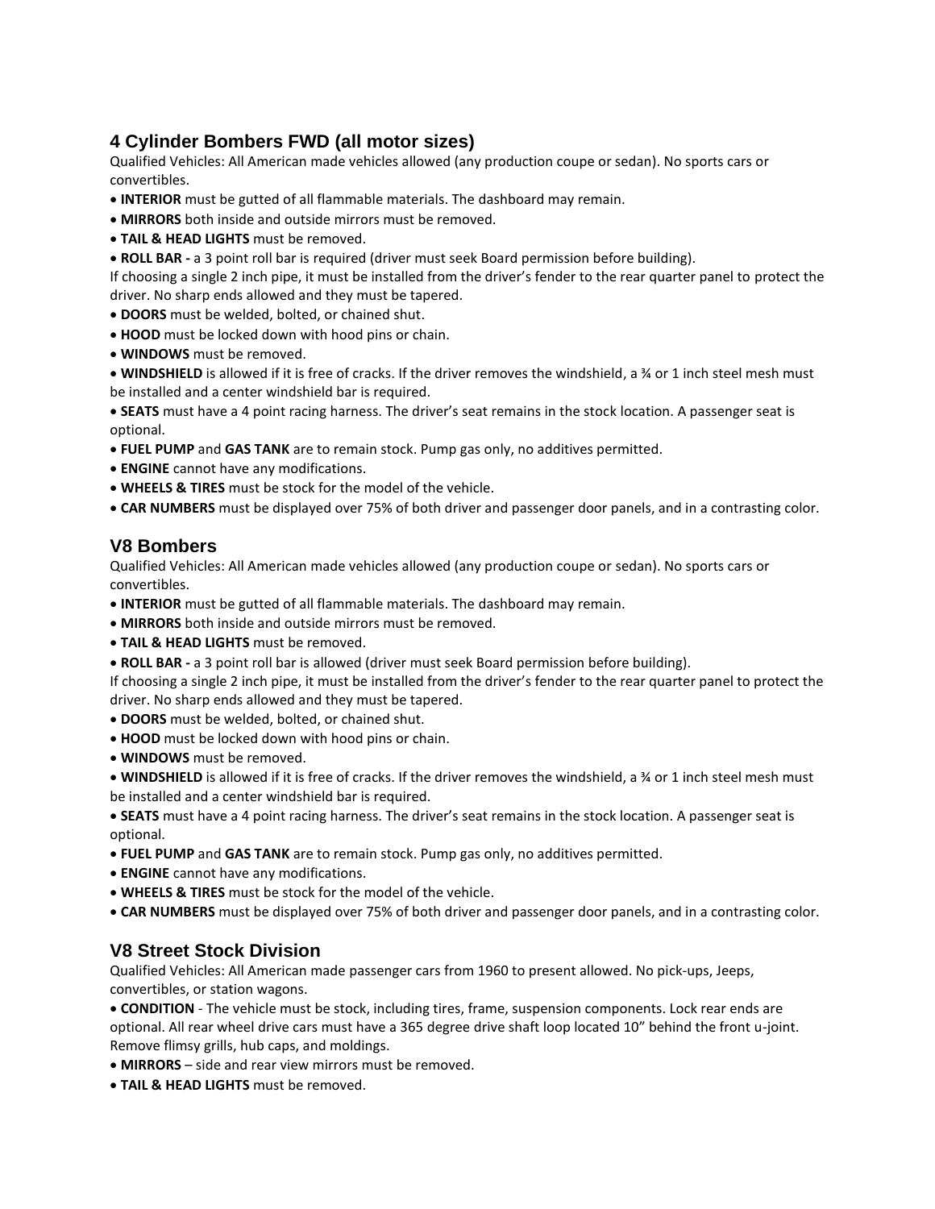## 4 Cylinder Bombers FWD (all motor sizes)

Qualified Vehicles: All American made vehicles allowed (any production coupe or sedan). No sports cars or convertibles.

- **INTERIOR** must be gutted of all flammable materials. The dashboard may remain.
- **MIRRORS** both inside and outside mirrors must be removed.
- **TAIL & HEAD LIGHTS** must be removed.
- **ROLL BAR -** a 3 point roll bar is required (driver must seek Board permission before building).

If choosing a single 2 inch pipe, it must be installed from the driver's fender to the rear quarter panel to protect the driver. No sharp ends allowed and they must be tapered.

- **DOORS** must be welded, bolted, or chained shut.
- **HOOD** must be locked down with hood pins or chain.
- **WINDOWS** must be removed.
- **WINDSHIELD** is allowed if it is free of cracks. If the driver removes the windshield, a ¾ or 1 inch steel mesh must be installed and a center windshield bar is required.
- **SEATS** must have a 4 point racing harness. The driver's seat remains in the stock location. A passenger seat is optional.
- **FUEL PUMP** and **GAS TANK** are to remain stock. Pump gas only, no additives permitted.
- **ENGINE** cannot have any modifications.
- **WHEELS & TIRES** must be stock for the model of the vehicle.
- **CAR NUMBERS** must be displayed over 75% of both driver and passenger door panels, and in a contrasting color.

## V8 Bombers

Qualified Vehicles: All American made vehicles allowed (any production coupe or sedan). No sports cars or convertibles.

- **INTERIOR** must be gutted of all flammable materials. The dashboard may remain.
- **MIRRORS** both inside and outside mirrors must be removed.
- **TAIL & HEAD LIGHTS** must be removed.
- **ROLL BAR -** a 3 point roll bar is allowed (driver must seek Board permission before building).

If choosing a single 2 inch pipe, it must be installed from the driver's fender to the rear quarter panel to protect the driver. No sharp ends allowed and they must be tapered.

- **DOORS** must be welded, bolted, or chained shut.
- **HOOD** must be locked down with hood pins or chain.
- **WINDOWS** must be removed.
- **WINDSHIELD** is allowed if it is free of cracks. If the driver removes the windshield, a ¾ or 1 inch steel mesh must be installed and a center windshield bar is required.
- **SEATS** must have a 4 point racing harness. The driver's seat remains in the stock location. A passenger seat is optional.
- **FUEL PUMP** and **GAS TANK** are to remain stock. Pump gas only, no additives permitted.
- **ENGINE** cannot have any modifications.
- **WHEELS & TIRES** must be stock for the model of the vehicle.
- **CAR NUMBERS** must be displayed over 75% of both driver and passenger door panels, and in a contrasting color.

## V8 Street Stock Division

Qualified Vehicles: All American made passenger cars from 1960 to present allowed. No pick-ups, Jeeps, convertibles, or station wagons.

- **CONDITION** - The vehicle must be stock, including tires, frame, suspension components. Lock rear ends are optional. All rear wheel drive cars must have a 365 degree drive shaft loop located 10" behind the front u-joint. Remove flimsy grills, hub caps, and moldings.
- **MIRRORS** – side and rear view mirrors must be removed.
- **TAIL & HEAD LIGHTS** must be removed.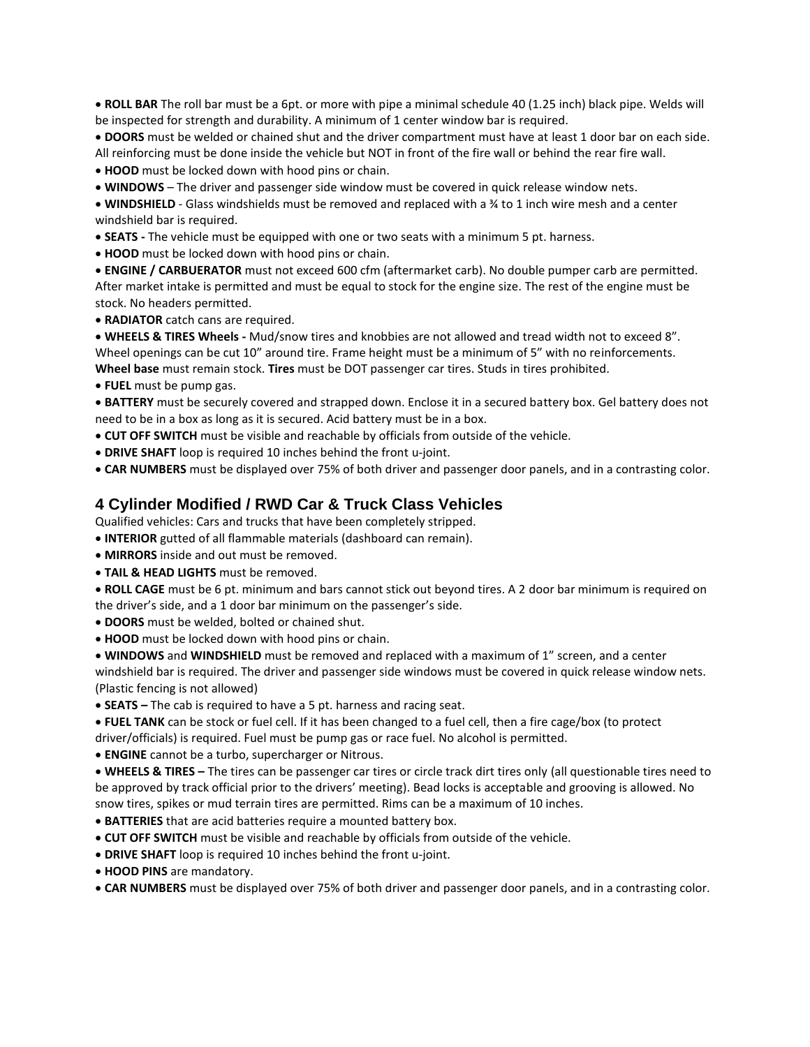- **ROLL BAR** The roll bar must be a 6pt. or more with pipe a minimal schedule 40 (1.25 inch) black pipe. Welds will be inspected for strength and durability. A minimum of 1 center window bar is required.
- **DOORS** must be welded or chained shut and the driver compartment must have at least 1 door bar on each side. All reinforcing must be done inside the vehicle but NOT in front of the fire wall or behind the rear fire wall.
- **HOOD** must be locked down with hood pins or chain.
- **WINDOWS** – The driver and passenger side window must be covered in quick release window nets.
- **WINDSHIELD** - Glass windshields must be removed and replaced with a ¾ to 1 inch wire mesh and a center windshield bar is required.
- **SEATS -** The vehicle must be equipped with one or two seats with a minimum 5 pt. harness.
- **HOOD** must be locked down with hood pins or chain.
- **ENGINE / CARBUERATOR** must not exceed 600 cfm (aftermarket carb). No double pumper carb are permitted. After market intake is permitted and must be equal to stock for the engine size. The rest of the engine must be stock. No headers permitted.
- **RADIATOR** catch cans are required.
- **WHEELS & TIRES Wheels -** Mud/snow tires and knobbies are not allowed and tread width not to exceed 8". Wheel openings can be cut 10" around tire. Frame height must be a minimum of 5" with no reinforcements. **Wheel base** must remain stock. **Tires** must be DOT passenger car tires. Studs in tires prohibited.
- **FUEL** must be pump gas.
- **BATTERY** must be securely covered and strapped down. Enclose it in a secured battery box. Gel battery does not need to be in a box as long as it is secured. Acid battery must be in a box.
- **CUT OFF SWITCH** must be visible and reachable by officials from outside of the vehicle.
- **DRIVE SHAFT** loop is required 10 inches behind the front u-joint.
- **CAR NUMBERS** must be displayed over 75% of both driver and passenger door panels, and in a contrasting color.

## 4 Cylinder Modified / RWD Car & Truck Class Vehicles

Qualified vehicles: Cars and trucks that have been completely stripped.

- **INTERIOR** gutted of all flammable materials (dashboard can remain).
- **MIRRORS** inside and out must be removed.
- **TAIL & HEAD LIGHTS** must be removed.
- **ROLL CAGE** must be 6 pt. minimum and bars cannot stick out beyond tires. A 2 door bar minimum is required on the driver's side, and a 1 door bar minimum on the passenger's side.
- **DOORS** must be welded, bolted or chained shut.
- **HOOD** must be locked down with hood pins or chain.
- **WINDOWS** and **WINDSHIELD** must be removed and replaced with a maximum of 1" screen, and a center windshield bar is required. The driver and passenger side windows must be covered in quick release window nets. (Plastic fencing is not allowed)
- **SEATS –** The cab is required to have a 5 pt. harness and racing seat.
- **FUEL TANK** can be stock or fuel cell. If it has been changed to a fuel cell, then a fire cage/box (to protect driver/officials) is required. Fuel must be pump gas or race fuel. No alcohol is permitted.
- **ENGINE** cannot be a turbo, supercharger or Nitrous.
- **WHEELS & TIRES –** The tires can be passenger car tires or circle track dirt tires only (all questionable tires need to be approved by track official prior to the drivers' meeting). Bead locks is acceptable and grooving is allowed. No snow tires, spikes or mud terrain tires are permitted. Rims can be a maximum of 10 inches.
- **BATTERIES** that are acid batteries require a mounted battery box.
- **CUT OFF SWITCH** must be visible and reachable by officials from outside of the vehicle.
- **DRIVE SHAFT** loop is required 10 inches behind the front u-joint.
- **HOOD PINS** are mandatory.
- **CAR NUMBERS** must be displayed over 75% of both driver and passenger door panels, and in a contrasting color.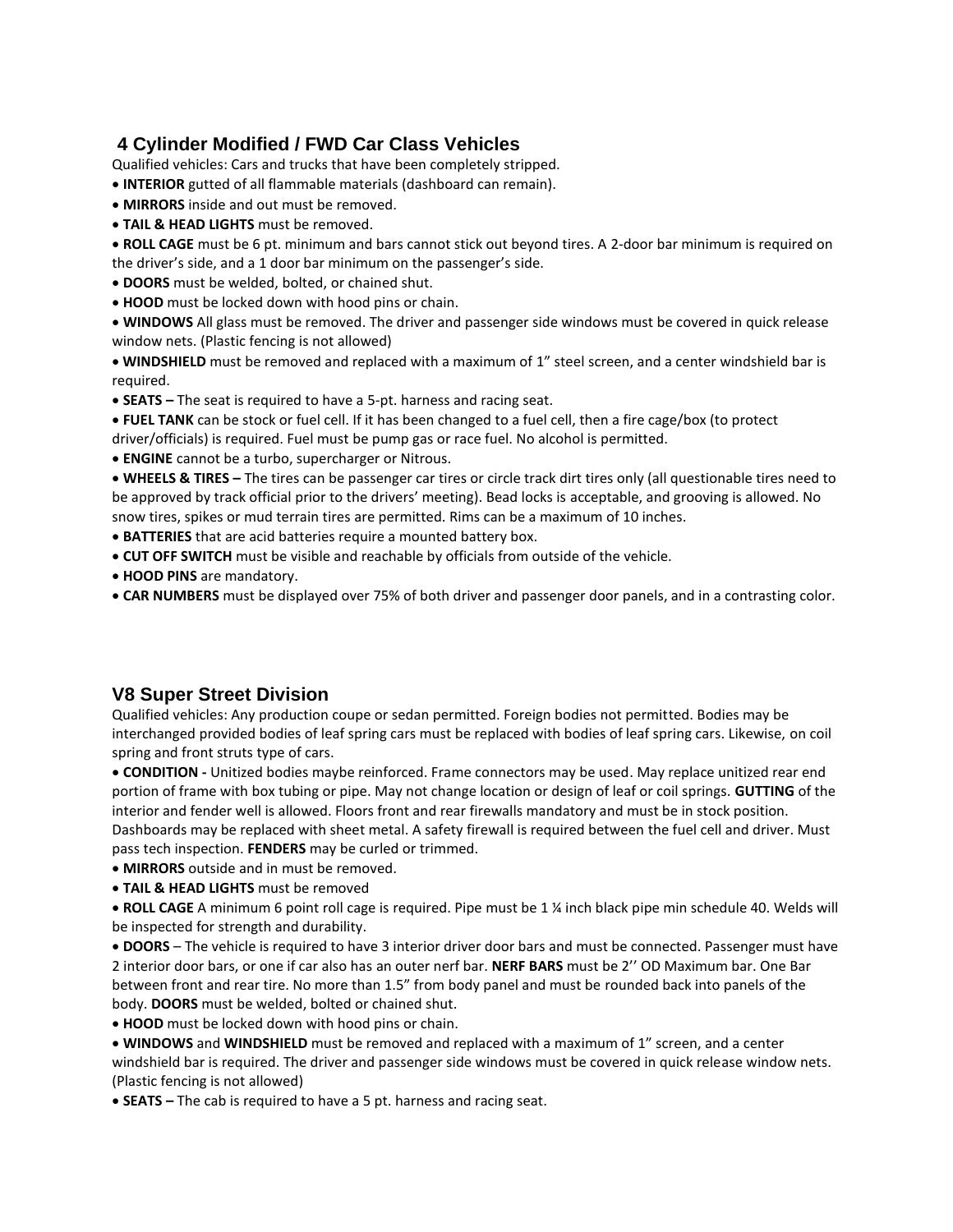## 4 Cylinder Modified / FWD Car Class Vehicles

Qualified vehicles: Cars and trucks that have been completely stripped.

- **INTERIOR** gutted of all flammable materials (dashboard can remain).
- **MIRRORS** inside and out must be removed.
- **TAIL & HEAD LIGHTS** must be removed.
- **ROLL CAGE** must be 6 pt. minimum and bars cannot stick out beyond tires. A 2-door bar minimum is required on the driver's side, and a 1 door bar minimum on the passenger's side.
- **DOORS** must be welded, bolted, or chained shut.
- **HOOD** must be locked down with hood pins or chain.
- **WINDOWS** All glass must be removed. The driver and passenger side windows must be covered in quick release window nets. (Plastic fencing is not allowed)
- **WINDSHIELD** must be removed and replaced with a maximum of 1" steel screen, and a center windshield bar is required.
- **SEATS –** The seat is required to have a 5-pt. harness and racing seat.
- **FUEL TANK** can be stock or fuel cell. If it has been changed to a fuel cell, then a fire cage/box (to protect driver/officials) is required. Fuel must be pump gas or race fuel. No alcohol is permitted.
- **ENGINE** cannot be a turbo, supercharger or Nitrous.
- **WHEELS & TIRES –** The tires can be passenger car tires or circle track dirt tires only (all questionable tires need to be approved by track official prior to the drivers' meeting). Bead locks is acceptable, and grooving is allowed. No snow tires, spikes or mud terrain tires are permitted. Rims can be a maximum of 10 inches.
- **BATTERIES** that are acid batteries require a mounted battery box.
- **CUT OFF SWITCH** must be visible and reachable by officials from outside of the vehicle.
- **HOOD PINS** are mandatory.
- **CAR NUMBERS** must be displayed over 75% of both driver and passenger door panels, and in a contrasting color.

## V8 Super Street Division

Qualified vehicles: Any production coupe or sedan permitted. Foreign bodies not permitted. Bodies may be interchanged provided bodies of leaf spring cars must be replaced with bodies of leaf spring cars. Likewise, on coil spring and front struts type of cars.

- **CONDITION -** Unitized bodies maybe reinforced. Frame connectors may be used. May replace unitized rear end portion of frame with box tubing or pipe. May not change location or design of leaf or coil springs. **GUTTING** of the interior and fender well is allowed. Floors front and rear firewalls mandatory and must be in stock position. Dashboards may be replaced with sheet metal. A safety firewall is required between the fuel cell and driver. Must pass tech inspection. **FENDERS** may be curled or trimmed.
- **MIRRORS** outside and in must be removed.
- **TAIL & HEAD LIGHTS** must be removed
- **ROLL CAGE** A minimum 6 point roll cage is required. Pipe must be 1 ¼ inch black pipe min schedule 40. Welds will be inspected for strength and durability.
- **DOORS** – The vehicle is required to have 3 interior driver door bars and must be connected. Passenger must have 2 interior door bars, or one if car also has an outer nerf bar. **NERF BARS** must be 2'' OD Maximum bar. One Bar between front and rear tire. No more than 1.5" from body panel and must be rounded back into panels of the body. **DOORS** must be welded, bolted or chained shut.
- **HOOD** must be locked down with hood pins or chain.
- **WINDOWS** and **WINDSHIELD** must be removed and replaced with a maximum of 1" screen, and a center windshield bar is required. The driver and passenger side windows must be covered in quick release window nets. (Plastic fencing is not allowed)
- **SEATS –** The cab is required to have a 5 pt. harness and racing seat.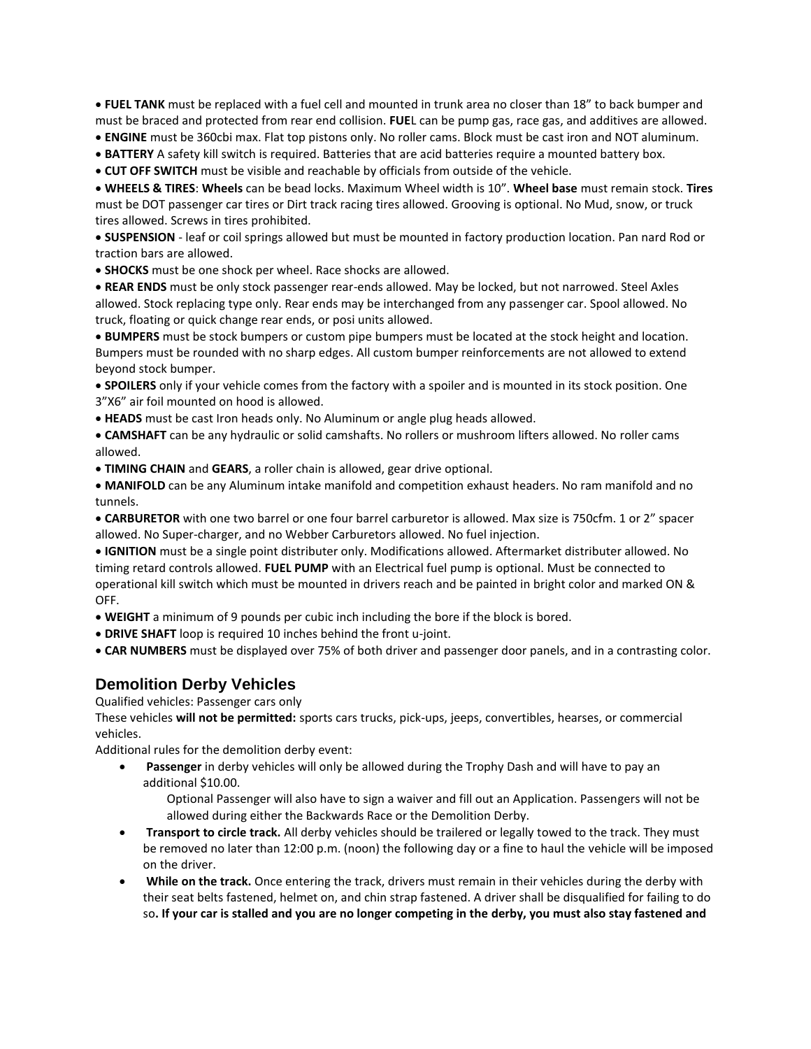- **FUEL TANK** must be replaced with a fuel cell and mounted in trunk area no closer than 18" to back bumper and must be braced and protected from rear end collision. **FUE**L can be pump gas, race gas, and additives are allowed.
- **ENGINE** must be 360cbi max. Flat top pistons only. No roller cams. Block must be cast iron and NOT aluminum.
- **BATTERY** A safety kill switch is required. Batteries that are acid batteries require a mounted battery box.
- **CUT OFF SWITCH** must be visible and reachable by officials from outside of the vehicle.
- **WHEELS & TIRES**: **Wheels** can be bead locks. Maximum Wheel width is 10". **Wheel base** must remain stock. **Tires** must be DOT passenger car tires or Dirt track racing tires allowed. Grooving is optional. No Mud, snow, or truck tires allowed. Screws in tires prohibited.
- **SUSPENSION** - leaf or coil springs allowed but must be mounted in factory production location. Pan nard Rod or traction bars are allowed.
- **SHOCKS** must be one shock per wheel. Race shocks are allowed.
- **REAR ENDS** must be only stock passenger rear-ends allowed. May be locked, but not narrowed. Steel Axles allowed. Stock replacing type only. Rear ends may be interchanged from any passenger car. Spool allowed. No truck, floating or quick change rear ends, or posi units allowed.
- **BUMPERS** must be stock bumpers or custom pipe bumpers must be located at the stock height and location. Bumpers must be rounded with no sharp edges. All custom bumper reinforcements are not allowed to extend beyond stock bumper.
- **SPOILERS** only if your vehicle comes from the factory with a spoiler and is mounted in its stock position. One 3"X6" air foil mounted on hood is allowed.
- **HEADS** must be cast Iron heads only. No Aluminum or angle plug heads allowed.
- **CAMSHAFT** can be any hydraulic or solid camshafts. No rollers or mushroom lifters allowed. No roller cams allowed.
- **TIMING CHAIN** and **GEARS**, a roller chain is allowed, gear drive optional.
- **MANIFOLD** can be any Aluminum intake manifold and competition exhaust headers. No ram manifold and no tunnels.
- **CARBURETOR** with one two barrel or one four barrel carburetor is allowed. Max size is 750cfm. 1 or 2" spacer allowed. No Super-charger, and no Webber Carburetors allowed. No fuel injection.
- **IGNITION** must be a single point distributer only. Modifications allowed. Aftermarket distributer allowed. No timing retard controls allowed. **FUEL PUMP** with an Electrical fuel pump is optional. Must be connected to operational kill switch which must be mounted in drivers reach and be painted in bright color and marked ON & OFF.
- **WEIGHT** a minimum of 9 pounds per cubic inch including the bore if the block is bored.
- **DRIVE SHAFT** loop is required 10 inches behind the front u-joint.
- **CAR NUMBERS** must be displayed over 75% of both driver and passenger door panels, and in a contrasting color.

## Demolition Derby Vehicles

Qualified vehicles: Passenger cars only

These vehicles **will not be permitted:** sports cars trucks, pick-ups, jeeps, convertibles, hearses, or commercial vehicles.

Additional rules for the demolition derby event:

- **Passenger** in derby vehicles will only be allowed during the Trophy Dash and will have to pay an additional $10.00.

  Optional Passenger will also have to sign a waiver and fill out an Application. Passengers will not be allowed during either the Backwards Race or the Demolition Derby.
- **Transport to circle track.** All derby vehicles should be trailered or legally towed to the track. They must be removed no later than 12:00 p.m. (noon) the following day or a fine to haul the vehicle will be imposed on the driver.
- **While on the track.** Once entering the track, drivers must remain in their vehicles during the derby with their seat belts fastened, helmet on, and chin strap fastened. A driver shall be disqualified for failing to do so**. If your car is stalled and you are no longer competing in the derby, you must also stay fastened and**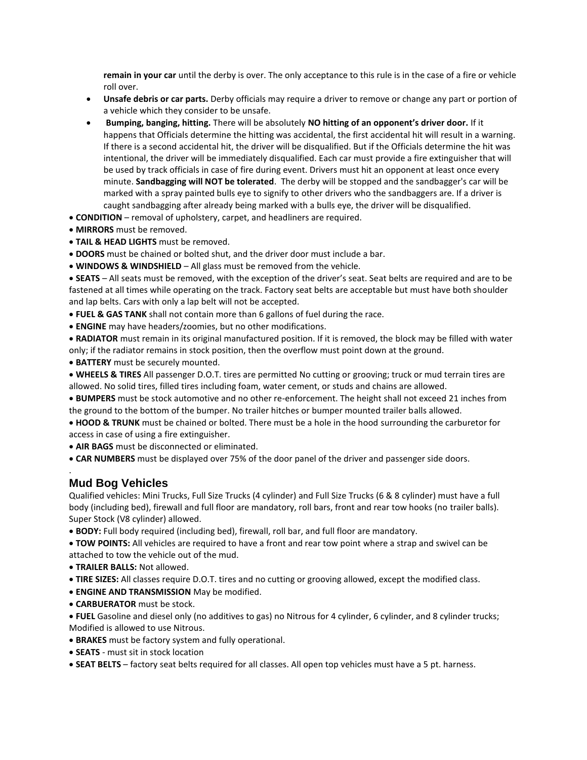**remain in your car** until the derby is over. The only acceptance to this rule is in the case of a fire or vehicle roll over.

- **Unsafe debris or car parts.** Derby officials may require a driver to remove or change any part or portion of a vehicle which they consider to be unsafe.
- **Bumping, banging, hitting.** There will be absolutely **NO hitting of an opponent's driver door.** If it happens that Officials determine the hitting was accidental, the first accidental hit will result in a warning. If there is a second accidental hit, the driver will be disqualified. But if the Officials determine the hit was intentional, the driver will be immediately disqualified. Each car must provide a fire extinguisher that will be used by track officials in case of fire during event. Drivers must hit an opponent at least once every minute. **Sandbagging will NOT be tolerated**. The derby will be stopped and the sandbagger's car will be marked with a spray painted bulls eye to signify to other drivers who the sandbaggers are. If a driver is caught sandbagging after already being marked with a bulls eye, the driver will be disqualified.

- **CONDITION** – removal of upholstery, carpet, and headliners are required.
- **MIRRORS** must be removed.
- **TAIL & HEAD LIGHTS** must be removed.
- **DOORS** must be chained or bolted shut, and the driver door must include a bar.
- **WINDOWS & WINDSHIELD** – All glass must be removed from the vehicle.
- **SEATS** – All seats must be removed, with the exception of the driver's seat. Seat belts are required and are to be fastened at all times while operating on the track. Factory seat belts are acceptable but must have both shoulder and lap belts. Cars with only a lap belt will not be accepted.
- **FUEL & GAS TANK** shall not contain more than 6 gallons of fuel during the race.
- **ENGINE** may have headers/zoomies, but no other modifications.
- **RADIATOR** must remain in its original manufactured position. If it is removed, the block may be filled with water only; if the radiator remains in stock position, then the overflow must point down at the ground.
- **BATTERY** must be securely mounted.
- **WHEELS & TIRES** All passenger D.O.T. tires are permitted No cutting or grooving; truck or mud terrain tires are allowed. No solid tires, filled tires including foam, water cement, or studs and chains are allowed.
- **BUMPERS** must be stock automotive and no other re-enforcement. The height shall not exceed 21 inches from the ground to the bottom of the bumper. No trailer hitches or bumper mounted trailer balls allowed.
- **HOOD & TRUNK** must be chained or bolted. There must be a hole in the hood surrounding the carburetor for access in case of using a fire extinguisher.
- **AIR BAGS** must be disconnected or eliminated.
- **CAR NUMBERS** must be displayed over 75% of the door panel of the driver and passenger side doors.

.

## Mud Bog Vehicles

Qualified vehicles: Mini Trucks, Full Size Trucks (4 cylinder) and Full Size Trucks (6 & 8 cylinder) must have a full body (including bed), firewall and full floor are mandatory, roll bars, front and rear tow hooks (no trailer balls). Super Stock (V8 cylinder) allowed.

- **BODY:** Full body required (including bed), firewall, roll bar, and full floor are mandatory.
- **TOW POINTS:** All vehicles are required to have a front and rear tow point where a strap and swivel can be attached to tow the vehicle out of the mud.
- **TRAILER BALLS:** Not allowed.
- **TIRE SIZES:** All classes require D.O.T. tires and no cutting or grooving allowed, except the modified class.
- **ENGINE AND TRANSMISSION** May be modified.
- **CARBUERATOR** must be stock.
- **FUEL** Gasoline and diesel only (no additives to gas) no Nitrous for 4 cylinder, 6 cylinder, and 8 cylinder trucks; Modified is allowed to use Nitrous.
- **BRAKES** must be factory system and fully operational.
- **SEATS** - must sit in stock location
- **SEAT BELTS** – factory seat belts required for all classes. All open top vehicles must have a 5 pt. harness.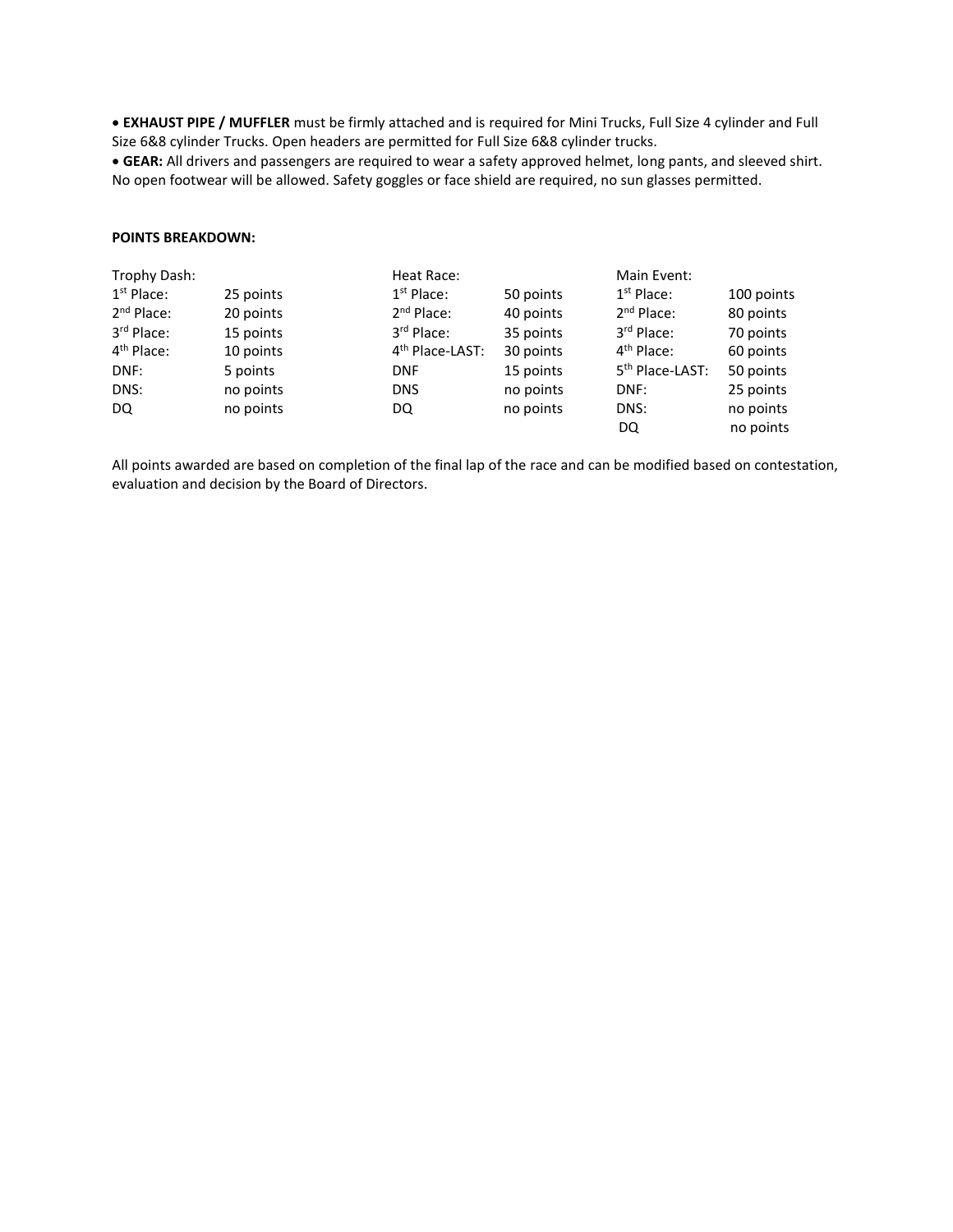- **EXHAUST PIPE / MUFFLER** must be firmly attached and is required for Mini Trucks, Full Size 4 cylinder and Full Size 6&8 cylinder Trucks. Open headers are permitted for Full Size 6&8 cylinder trucks.
- **GEAR:** All drivers and passengers are required to wear a safety approved helmet, long pants, and sleeved shirt. No open footwear will be allowed. Safety goggles or face shield are required, no sun glasses permitted.

**POINTS BREAKDOWN:**

| Trophy Dash: | | Heat Race: | | Main Event: | |
|---|---|---|---|---|---|
| 1st Place: | 25 points | 1st Place: | 50 points | 1st Place: | 100 points |
| 2nd Place: | 20 points | 2nd Place: | 40 points | 2nd Place: | 80 points |
| 3rd Place: | 15 points | 3rd Place: | 35 points | 3rd Place: | 70 points |
| 4th Place: | 10 points | 4th Place-LAST: | 30 points | 4th Place: | 60 points |
| DNF: | 5 points | DNF | 15 points | 5th Place-LAST: | 50 points |
| DNS: | no points | DNS | no points | DNF: | 25 points |
| DQ | no points | DQ | no points | DNS: | no points |
| | | | | DQ | no points |

All points awarded are based on completion of the final lap of the race and can be modified based on contestation, evaluation and decision by the Board of Directors.